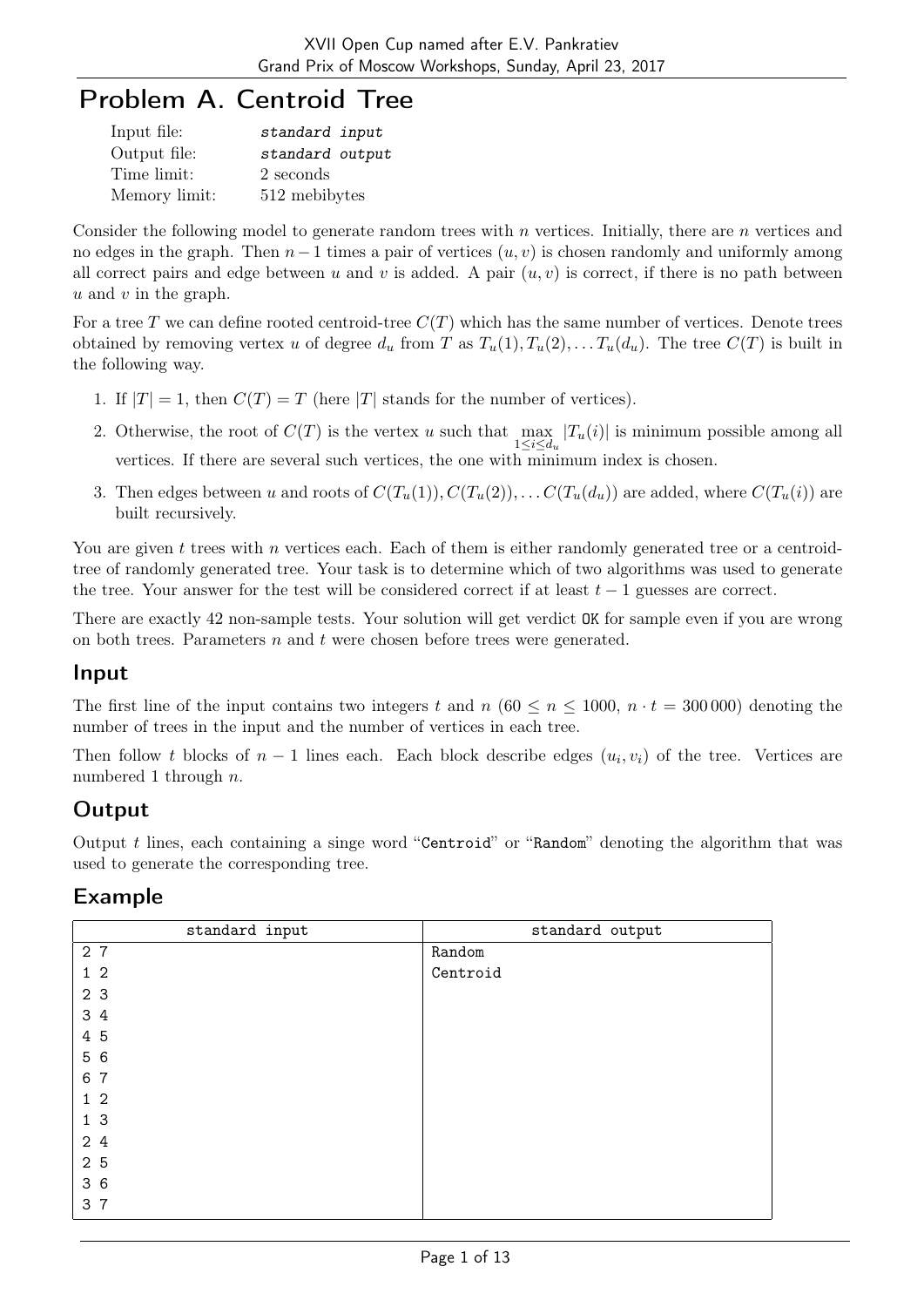# Problem A. Centroid Tree

| | |
|---|---|
| Input file: | *standard input* |
| Output file: | *standard output* |
| Time limit: | 2 seconds |
| Memory limit: | 512 mebibytes |

Consider the following model to generate random trees with $n$ vertices. Initially, there are $n$ vertices and no edges in the graph. Then $n-1$ times a pair of vertices $(u, v)$ is chosen randomly and uniformly among all correct pairs and edge between $u$ and $v$ is added. A pair $(u, v)$ is correct, if there is no path between $u$ and $v$ in the graph.

For a tree $T$ we can define rooted centroid-tree $C(T)$ which has the same number of vertices. Denote trees obtained by removing vertex $u$ of degree $d_u$ from $T$ as $T_u(1), T_u(2), \ldots T_u(d_u)$. The tree $C(T)$ is built in the following way.

1. If $|T| = 1$, then $C(T) = T$ (here $|T|$ stands for the number of vertices).
2. Otherwise, the root of $C(T)$ is the vertex $u$ such that $\max\limits_{1 \le i \le d_u} |T_u(i)|$ is minimum possible among all vertices. If there are several such vertices, the one with minimum index is chosen.
3. Then edges between $u$ and roots of $C(T_u(1)), C(T_u(2)), \ldots C(T_u(d_u))$ are added, where $C(T_u(i))$ are built recursively.

You are given $t$ trees with $n$ vertices each. Each of them is either randomly generated tree or a centroid-tree of randomly generated tree. Your task is to determine which of two algorithms was used to generate the tree. Your answer for the test will be considered correct if at least $t - 1$ guesses are correct.

There are exactly 42 non-sample tests. Your solution will get verdict OK for sample even if you are wrong on both trees. Parameters $n$ and $t$ were chosen before trees were generated.

## Input

The first line of the input contains two integers $t$ and $n$ ($60 \le n \le 1000$, $n \cdot t = 300\,000$) denoting the number of trees in the input and the number of vertices in each tree.

Then follow $t$ blocks of $n - 1$ lines each. Each block describe edges $(u_i, v_i)$ of the tree. Vertices are numbered 1 through $n$.

## Output

Output $t$ lines, each containing a singe word "Centroid" or "Random" denoting the algorithm that was used to generate the corresponding tree.

## Example

| standard input | standard output |
|---|---|
| 2 7<br>1 2<br>2 3<br>3 4<br>4 5<br>5 6<br>6 7<br>1 2<br>1 3<br>2 4<br>2 5<br>3 6<br>3 7 | Random<br>Centroid |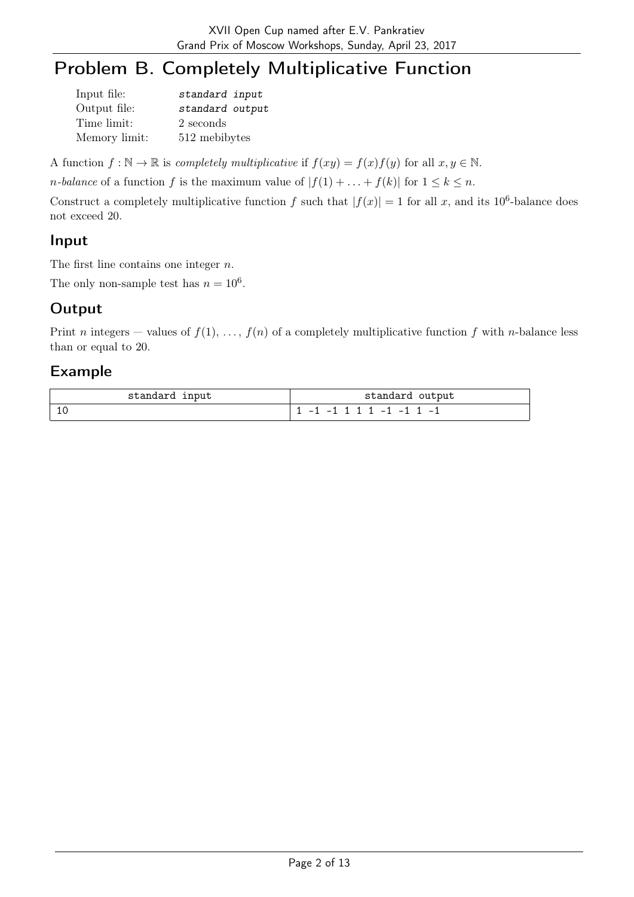# Problem B. Completely Multiplicative Function

| | |
|---|---|
| Input file: | *standard input* |
| Output file: | *standard output* |
| Time limit: | 2 seconds |
| Memory limit: | 512 mebibytes |

A function $f : \mathbb{N} \to \mathbb{R}$ is *completely multiplicative* if $f(xy) = f(x)f(y)$ for all $x, y \in \mathbb{N}$.

*n-balance* of a function $f$ is the maximum value of $|f(1) + \ldots + f(k)|$ for $1 \le k \le n$.

Construct a completely multiplicative function $f$ such that $|f(x)| = 1$ for all $x$, and its $10^6$-balance does not exceed 20.

## Input

The first line contains one integer $n$.

The only non-sample test has $n = 10^6$.

## Output

Print $n$ integers — values of $f(1), \ldots, f(n)$ of a completely multiplicative function $f$ with $n$-balance less than or equal to 20.

## Example

| standard input | standard output |
|---|---|
| 10 | 1 -1 -1 1 1 1 -1 -1 1 -1 |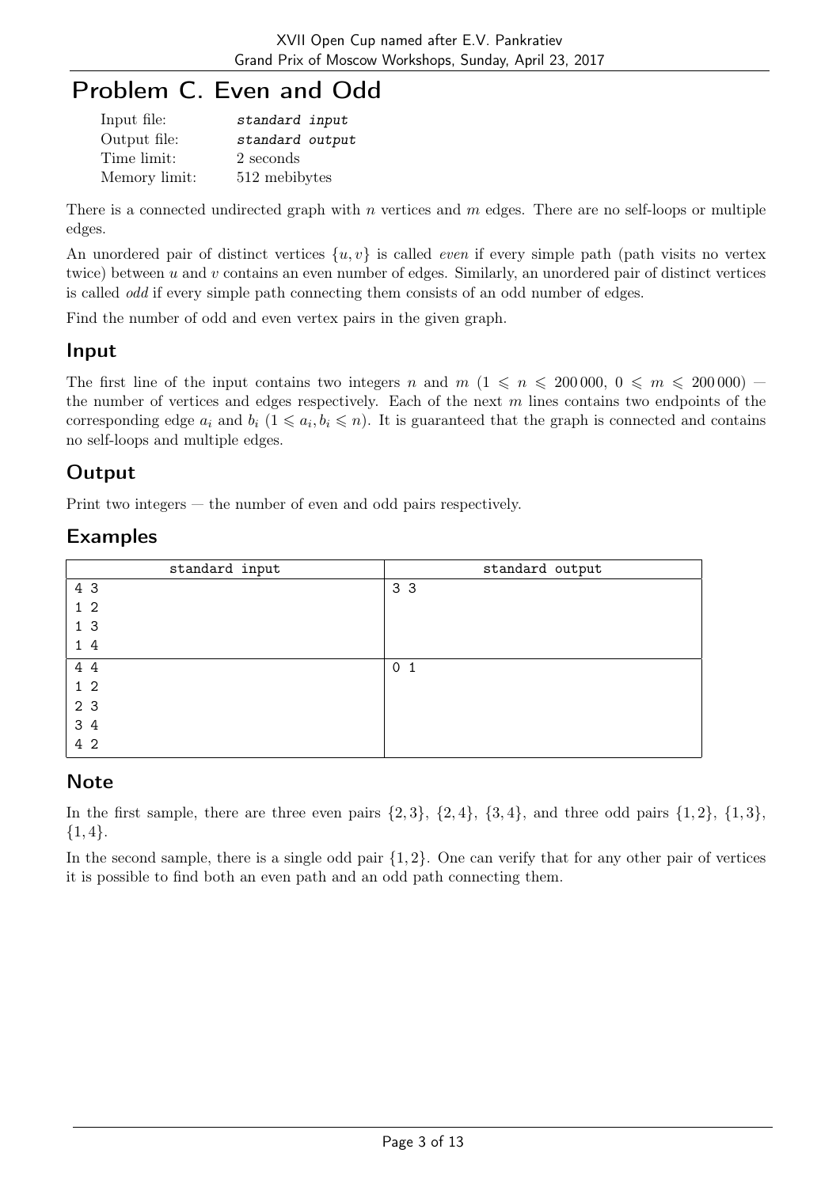# Problem C. Even and Odd

| | |
|---|---|
| Input file: | *standard input* |
| Output file: | *standard output* |
| Time limit: | 2 seconds |
| Memory limit: | 512 mebibytes |

There is a connected undirected graph with $n$ vertices and $m$ edges. There are no self-loops or multiple edges.

An unordered pair of distinct vertices $\{u, v\}$ is called *even* if every simple path (path visits no vertex twice) between $u$ and $v$ contains an even number of edges. Similarly, an unordered pair of distinct vertices is called *odd* if every simple path connecting them consists of an odd number of edges.

Find the number of odd and even vertex pairs in the given graph.

## Input

The first line of the input contains two integers $n$ and $m$ ($1 \leqslant n \leqslant 200\,000$, $0 \leqslant m \leqslant 200\,000$) — the number of vertices and edges respectively. Each of the next $m$ lines contains two endpoints of the corresponding edge $a_i$ and $b_i$ ($1 \leqslant a_i, b_i \leqslant n$). It is guaranteed that the graph is connected and contains no self-loops and multiple edges.

## Output

Print two integers — the number of even and odd pairs respectively.

## Examples

| standard input | standard output |
|---|---|
| 4 3<br>1 2<br>1 3<br>1 4 | 3 3 |
| 4 4<br>1 2<br>2 3<br>3 4<br>4 2 | 0 1 |

## Note

In the first sample, there are three even pairs $\{2, 3\}$, $\{2, 4\}$, $\{3, 4\}$, and three odd pairs $\{1, 2\}$, $\{1, 3\}$, $\{1, 4\}$.

In the second sample, there is a single odd pair $\{1, 2\}$. One can verify that for any other pair of vertices it is possible to find both an even path and an odd path connecting them.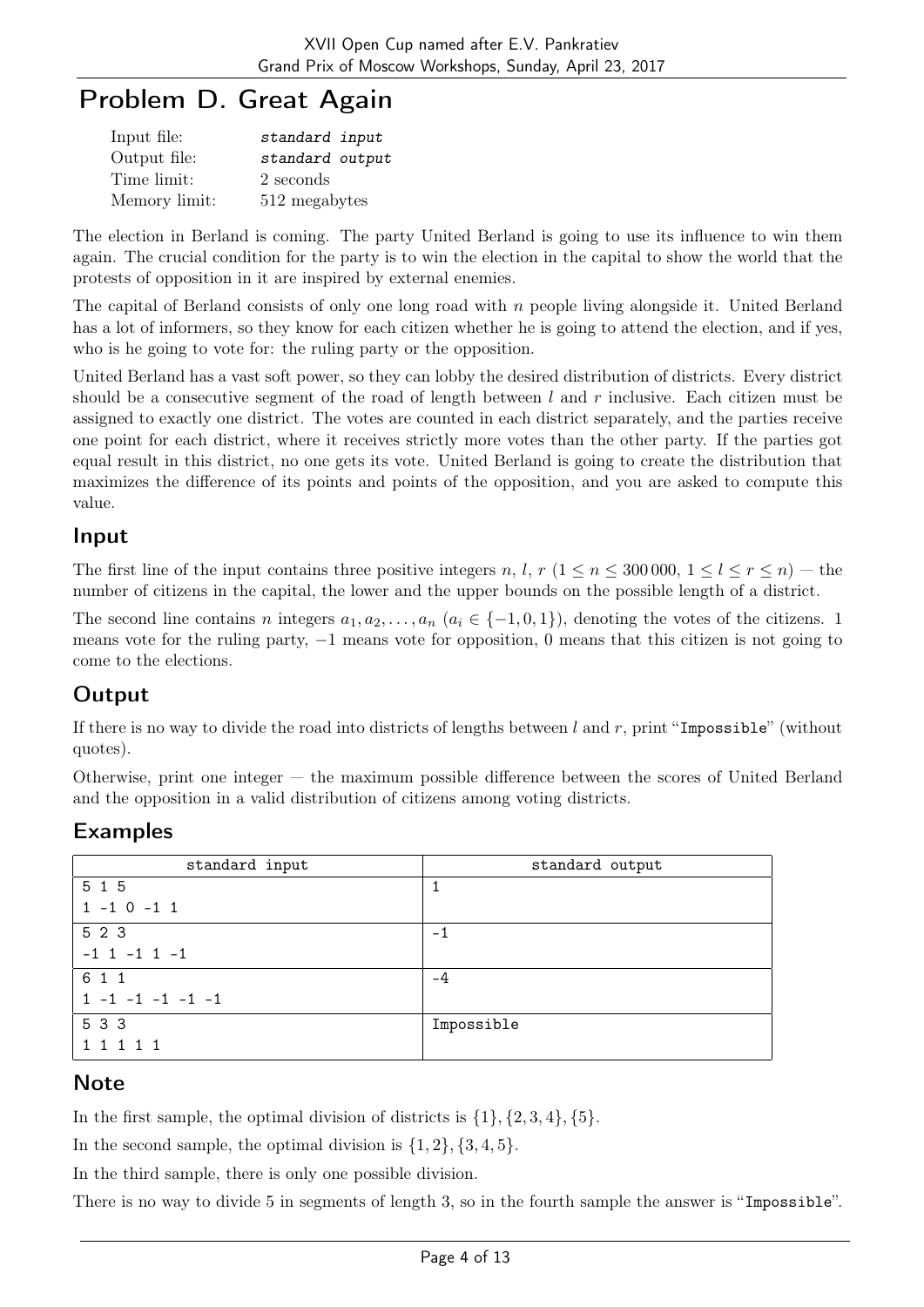# Problem D. Great Again

| | |
|---|---|
| Input file: | *standard input* |
| Output file: | *standard output* |
| Time limit: | 2 seconds |
| Memory limit: | 512 megabytes |

The election in Berland is coming. The party United Berland is going to use its influence to win them again. The crucial condition for the party is to win the election in the capital to show the world that the protests of opposition in it are inspired by external enemies.

The capital of Berland consists of only one long road with $n$ people living alongside it. United Berland has a lot of informers, so they know for each citizen whether he is going to attend the election, and if yes, who is he going to vote for: the ruling party or the opposition.

United Berland has a vast soft power, so they can lobby the desired distribution of districts. Every district should be a consecutive segment of the road of length between $l$ and $r$ inclusive. Each citizen must be assigned to exactly one district. The votes are counted in each district separately, and the parties receive one point for each district, where it receives strictly more votes than the other party. If the parties got equal result in this district, no one gets its vote. United Berland is going to create the distribution that maximizes the difference of its points and points of the opposition, and you are asked to compute this value.

## Input

The first line of the input contains three positive integers $n$, $l$, $r$ ($1 \le n \le 300\,000$, $1 \le l \le r \le n$) — the number of citizens in the capital, the lower and the upper bounds on the possible length of a district.

The second line contains $n$ integers $a_1, a_2, \ldots, a_n$ ($a_i \in \{-1, 0, 1\}$), denoting the votes of the citizens. 1 means vote for the ruling party, $-1$ means vote for opposition, 0 means that this citizen is not going to come to the elections.

## Output

If there is no way to divide the road into districts of lengths between $l$ and $r$, print "`Impossible`" (without quotes).

Otherwise, print one integer — the maximum possible difference between the scores of United Berland and the opposition in a valid distribution of citizens among voting districts.

## Examples

| standard input | standard output |
|---|---|
| 5 1 5<br>1 -1 0 -1 1 | 1 |
| 5 2 3<br>-1 1 -1 1 -1 | -1 |
| 6 1 1<br>1 -1 -1 -1 -1 -1 | -4 |
| 5 3 3<br>1 1 1 1 1 | Impossible |

## Note

In the first sample, the optimal division of districts is $\{1\}, \{2, 3, 4\}, \{5\}$.

In the second sample, the optimal division is $\{1, 2\}, \{3, 4, 5\}$.

In the third sample, there is only one possible division.

There is no way to divide 5 in segments of length 3, so in the fourth sample the answer is "`Impossible`".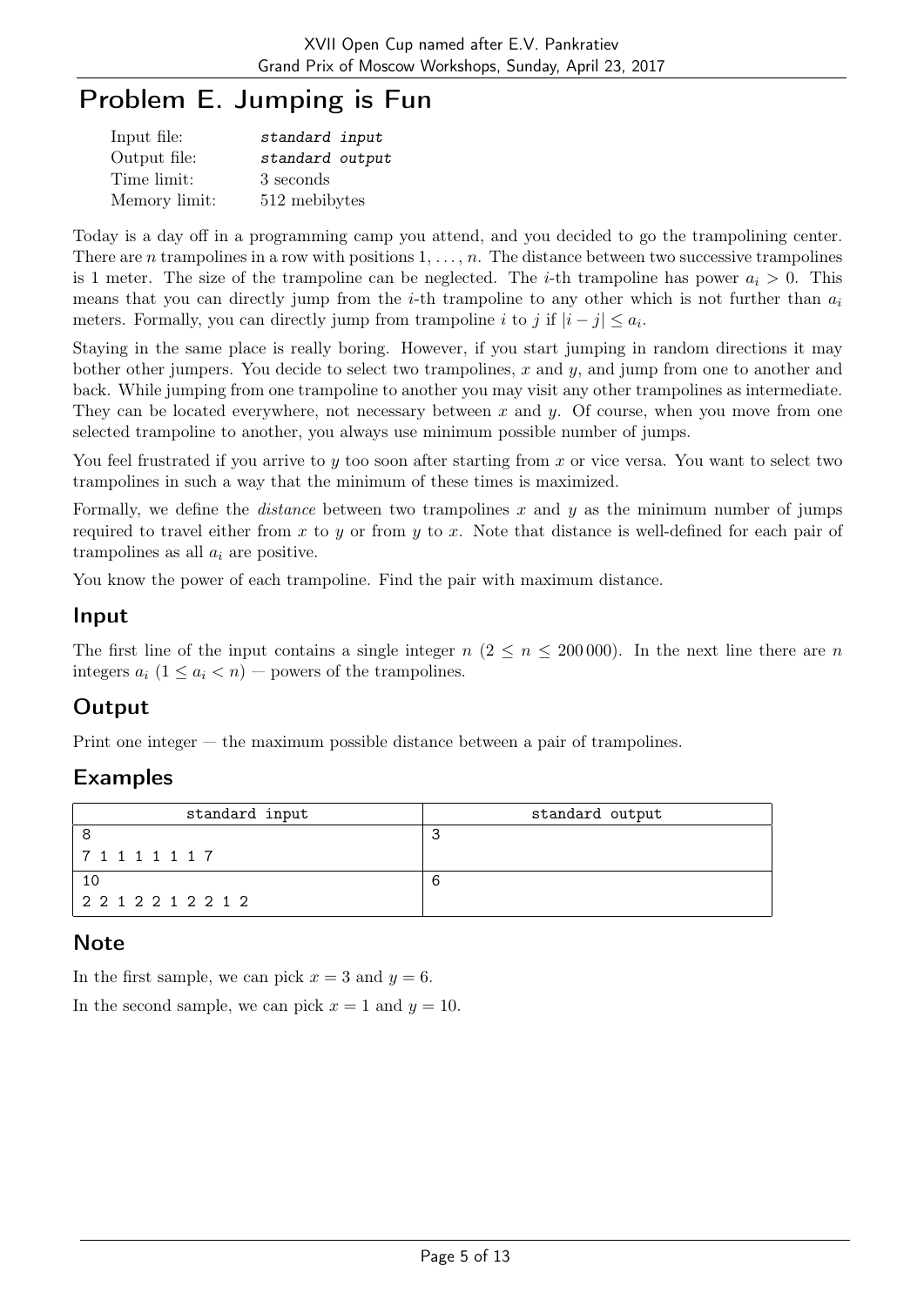# Problem E. Jumping is Fun

| | |
|---|---|
| Input file: | *standard input* |
| Output file: | *standard output* |
| Time limit: | 3 seconds |
| Memory limit: | 512 mebibytes |

Today is a day off in a programming camp you attend, and you decided to go the trampolining center. There are $n$ trampolines in a row with positions $1, \ldots, n$. The distance between two successive trampolines is 1 meter. The size of the trampoline can be neglected. The $i$-th trampoline has power $a_i > 0$. This means that you can directly jump from the $i$-th trampoline to any other which is not further than $a_i$ meters. Formally, you can directly jump from trampoline $i$ to $j$ if $|i - j| \le a_i$.

Staying in the same place is really boring. However, if you start jumping in random directions it may bother other jumpers. You decide to select two trampolines, $x$ and $y$, and jump from one to another and back. While jumping from one trampoline to another you may visit any other trampolines as intermediate. They can be located everywhere, not necessary between $x$ and $y$. Of course, when you move from one selected trampoline to another, you always use minimum possible number of jumps.

You feel frustrated if you arrive to $y$ too soon after starting from $x$ or vice versa. You want to select two trampolines in such a way that the minimum of these times is maximized.

Formally, we define the *distance* between two trampolines $x$ and $y$ as the minimum number of jumps required to travel either from $x$ to $y$ or from $y$ to $x$. Note that distance is well-defined for each pair of trampolines as all $a_i$ are positive.

You know the power of each trampoline. Find the pair with maximum distance.

## Input

The first line of the input contains a single integer $n$ ($2 \le n \le 200\,000$). In the next line there are $n$ integers $a_i$ ($1 \le a_i < n$) — powers of the trampolines.

## Output

Print one integer — the maximum possible distance between a pair of trampolines.

## Examples

| standard input | standard output |
|---|---|
| 8<br>7 1 1 1 1 1 1 7 | 3 |
| 10<br>2 2 1 2 2 1 2 2 1 2 | 6 |

## Note

In the first sample, we can pick $x = 3$ and $y = 6$.

In the second sample, we can pick $x = 1$ and $y = 10$.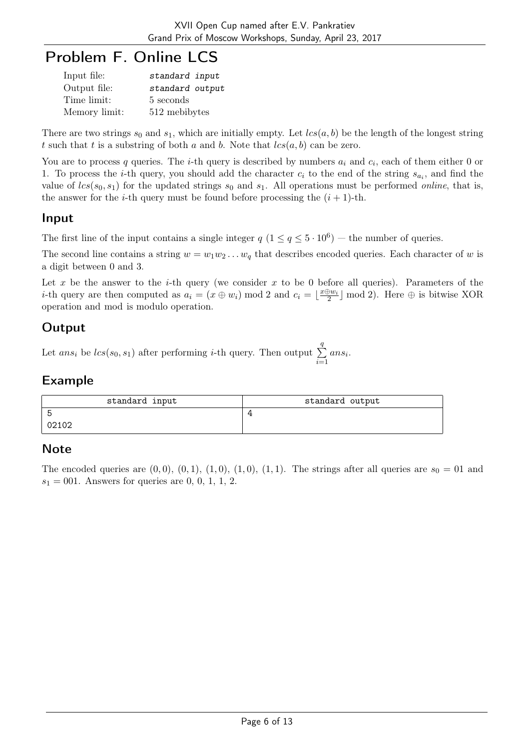# Problem F. Online LCS

| | |
|---|---|
| Input file: | *standard input* |
| Output file: | *standard output* |
| Time limit: | 5 seconds |
| Memory limit: | 512 mebibytes |

There are two strings $s_0$ and $s_1$, which are initially empty. Let $lcs(a, b)$ be the length of the longest string $t$ such that $t$ is a substring of both $a$ and $b$. Note that $lcs(a, b)$ can be zero.

You are to process $q$ queries. The $i$-th query is described by numbers $a_i$ and $c_i$, each of them either 0 or 1. To process the $i$-th query, you should add the character $c_i$ to the end of the string $s_{a_i}$, and find the value of $lcs(s_0, s_1)$ for the updated strings $s_0$ and $s_1$. All operations must be performed *online*, that is, the answer for the $i$-th query must be found before processing the $(i + 1)$-th.

## Input

The first line of the input contains a single integer $q$ ($1 \le q \le 5 \cdot 10^6$) — the number of queries.

The second line contains a string $w = w_1 w_2 \dots w_q$ that describes encoded queries. Each character of $w$ is a digit between 0 and 3.

Let $x$ be the answer to the $i$-th query (we consider $x$ to be 0 before all queries). Parameters of the $i$-th query are then computed as $a_i = (x \oplus w_i) \bmod 2$ and $c_i = \lfloor \frac{x \oplus w_i}{2} \rfloor \bmod 2)$. Here $\oplus$ is bitwise XOR operation and mod is modulo operation.

## Output

Let $ans_i$ be $lcs(s_0, s_1)$ after performing $i$-th query. Then output $\sum_{i=1}^{q} ans_i$.

## Example

| standard input | standard output |
|---|---|
| 5<br>02102 | 4 |

## Note

The encoded queries are $(0, 0)$, $(0, 1)$, $(1, 0)$, $(1, 0)$, $(1, 1)$. The strings after all queries are $s_0 = 01$ and $s_1 = 001$. Answers for queries are 0, 0, 1, 1, 2.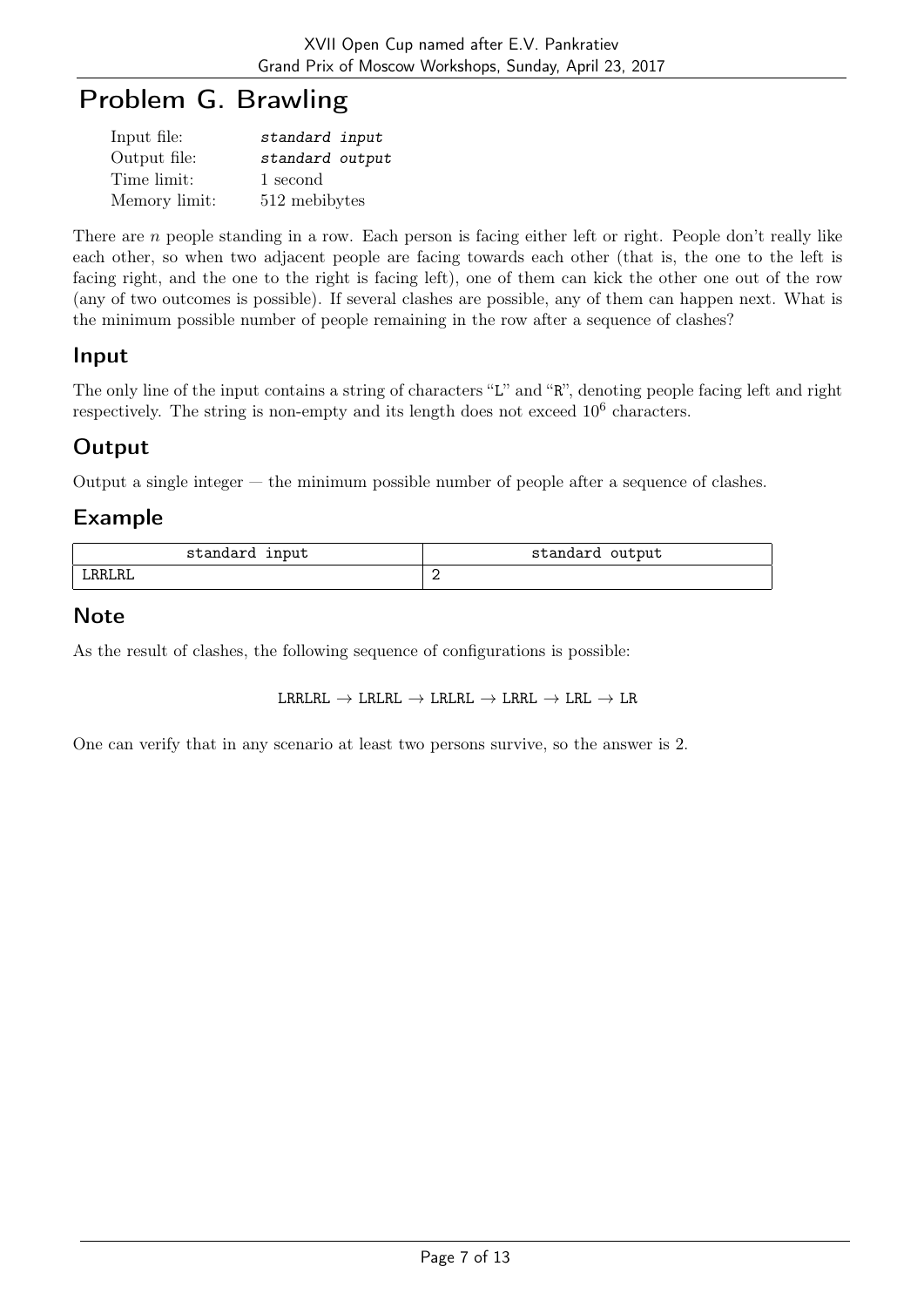# Problem G. Brawling

| | |
|---|---|
| Input file: | *standard input* |
| Output file: | *standard output* |
| Time limit: | 1 second |
| Memory limit: | 512 mebibytes |

There are $n$ people standing in a row. Each person is facing either left or right. People don't really like each other, so when two adjacent people are facing towards each other (that is, the one to the left is facing right, and the one to the right is facing left), one of them can kick the other one out of the row (any of two outcomes is possible). If several clashes are possible, any of them can happen next. What is the minimum possible number of people remaining in the row after a sequence of clashes?

## Input

The only line of the input contains a string of characters "L" and "R", denoting people facing left and right respectively. The string is non-empty and its length does not exceed $10^6$ characters.

## Output

Output a single integer — the minimum possible number of people after a sequence of clashes.

## Example

| standard input | standard output |
|---|---|
| LRRLRL | 2 |

## Note

As the result of clashes, the following sequence of configurations is possible:

LRRLRL → LRLRL → LRLRL → LRRL → LRL → LR

One can verify that in any scenario at least two persons survive, so the answer is 2.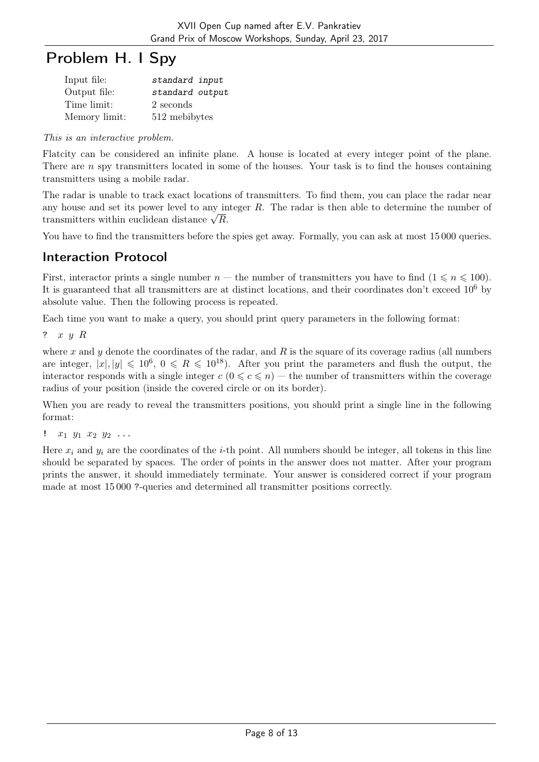# Problem H. I Spy

| | |
|---|---|
| Input file: | *standard input* |
| Output file: | *standard output* |
| Time limit: | 2 seconds |
| Memory limit: | 512 mebibytes |

*This is an interactive problem.*

Flatcity can be considered an infinite plane. A house is located at every integer point of the plane. There are $n$ spy transmitters located in some of the houses. Your task is to find the houses containing transmitters using a mobile radar.

The radar is unable to track exact locations of transmitters. To find them, you can place the radar near any house and set its power level to any integer $R$. The radar is then able to determine the number of transmitters within euclidean distance $\sqrt{R}$.

You have to find the transmitters before the spies get away. Formally, you can ask at most 15 000 queries.

## Interaction Protocol

First, interactor prints a single number $n$ — the number of transmitters you have to find ($1 \leqslant n \leqslant 100$). It is guaranteed that all transmitters are at distinct locations, and their coordinates don't exceed $10^6$ by absolute value. Then the following process is repeated.

Each time you want to make a query, you should print query parameters in the following format:

`?` $x$ $y$ $R$

where $x$ and $y$ denote the coordinates of the radar, and $R$ is the square of its coverage radius (all numbers are integer, $|x|, |y| \leqslant 10^6$, $0 \leqslant R \leqslant 10^{18}$). After you print the parameters and flush the output, the interactor responds with a single integer $c$ ($0 \leqslant c \leqslant n$) — the number of transmitters within the coverage radius of your position (inside the covered circle or on its border).

When you are ready to reveal the transmitters positions, you should print a single line in the following format:

`!` $x_1$ $y_1$ $x_2$ $y_2$ $\ldots$

Here $x_i$ and $y_i$ are the coordinates of the $i$-th point. All numbers should be integer, all tokens in this line should be separated by spaces. The order of points in the answer does not matter. After your program prints the answer, it should immediately terminate. Your answer is considered correct if your program made at most 15 000 `?`-queries and determined all transmitter positions correctly.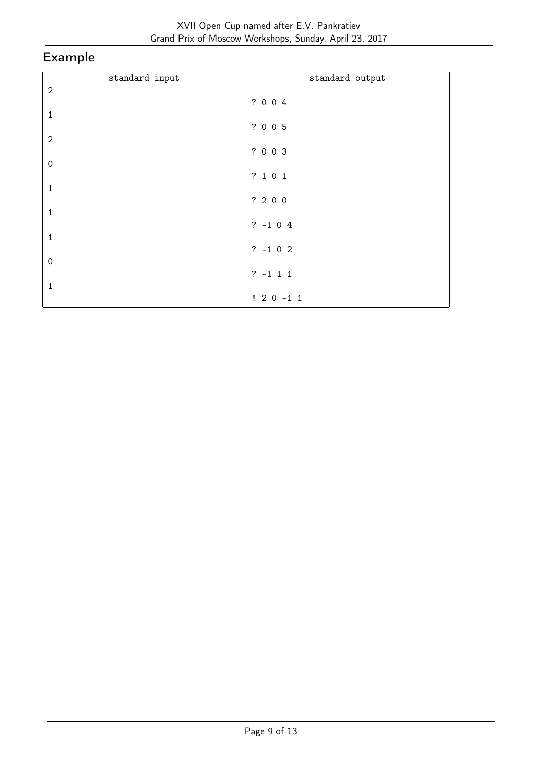## Example

| standard input | standard output |
|---|---|
| 2 | |
| | ? 0 0 4 |
| 1 | |
| | ? 0 0 5 |
| 2 | |
| | ? 0 0 3 |
| 0 | |
| | ? 1 0 1 |
| 1 | |
| | ? 2 0 0 |
| 1 | |
| | ? -1 0 4 |
| 1 | |
| | ? -1 0 2 |
| 0 | |
| | ? -1 1 1 |
| 1 | |
| | ! 2 0 -1 1 |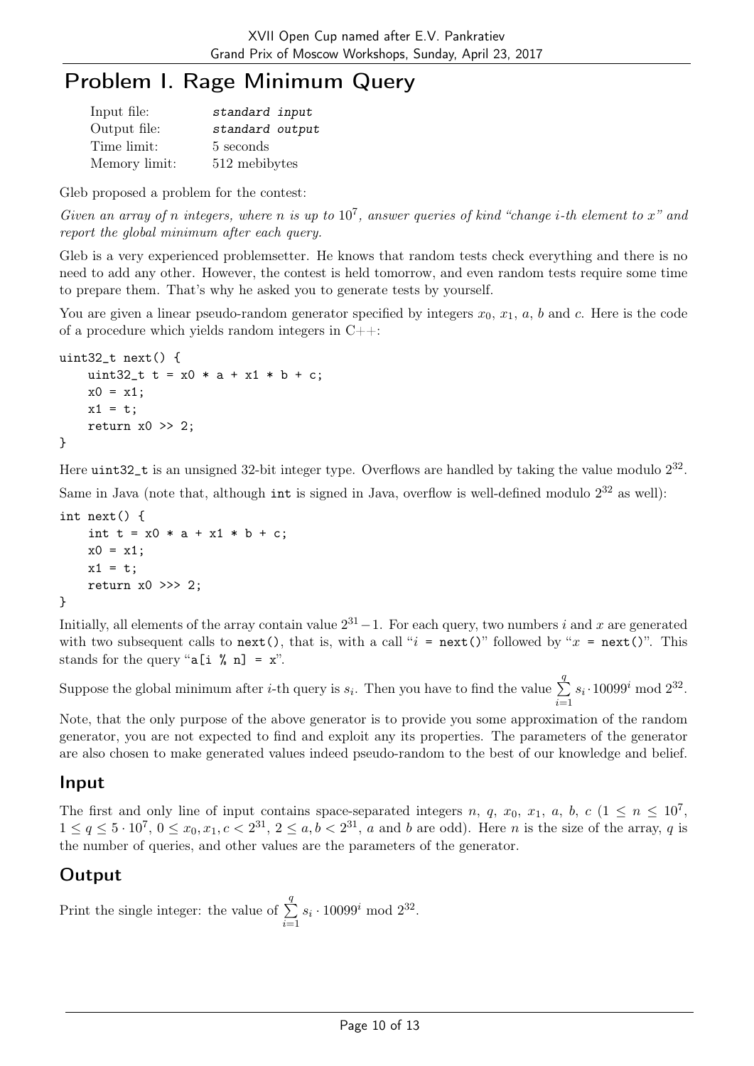# Problem I. Rage Minimum Query

| | |
|---|---|
| Input file: | *standard input* |
| Output file: | *standard output* |
| Time limit: | 5 seconds |
| Memory limit: | 512 mebibytes |

Gleb proposed a problem for the contest:

*Given an array of n integers, where n is up to $10^7$, answer queries of kind "change i-th element to x" and report the global minimum after each query.*

Gleb is a very experienced problemsetter. He knows that random tests check everything and there is no need to add any other. However, the contest is held tomorrow, and even random tests require some time to prepare them. That's why he asked you to generate tests by yourself.

You are given a linear pseudo-random generator specified by integers $x_0$, $x_1$, $a$, $b$ and $c$. Here is the code of a procedure which yields random integers in C++:

```
uint32_t next() {
    uint32_t t = x0 * a + x1 * b + c;
    x0 = x1;
    x1 = t;
    return x0 >> 2;
}
```

Here `uint32_t` is an unsigned 32-bit integer type. Overflows are handled by taking the value modulo $2^{32}$.

Same in Java (note that, although `int` is signed in Java, overflow is well-defined modulo $2^{32}$ as well):

```
int next() {
    int t = x0 * a + x1 * b + c;
    x0 = x1;
    x1 = t;
    return x0 >>> 2;
}
```

Initially, all elements of the array contain value $2^{31} - 1$. For each query, two numbers $i$ and $x$ are generated with two subsequent calls to `next()`, that is, with a call "`i = next()`" followed by "`x = next()`". This stands for the query "`a[i % n] = x`".

Suppose the global minimum after $i$-th query is $s_i$. Then you have to find the value $\sum_{i=1}^{q} s_i \cdot 10099^i \bmod 2^{32}$.

Note, that the only purpose of the above generator is to provide you some approximation of the random generator, you are not expected to find and exploit any its properties. The parameters of the generator are also chosen to make generated values indeed pseudo-random to the best of our knowledge and belief.

## Input

The first and only line of input contains space-separated integers $n$, $q$, $x_0$, $x_1$, $a$, $b$, $c$ ($1 \le n \le 10^7$, $1 \le q \le 5 \cdot 10^7$, $0 \le x_0, x_1, c < 2^{31}$, $2 \le a, b < 2^{31}$, $a$ and $b$ are odd). Here $n$ is the size of the array, $q$ is the number of queries, and other values are the parameters of the generator.

## Output

Print the single integer: the value of $\sum_{i=1}^{q} s_i \cdot 10099^i \bmod 2^{32}$.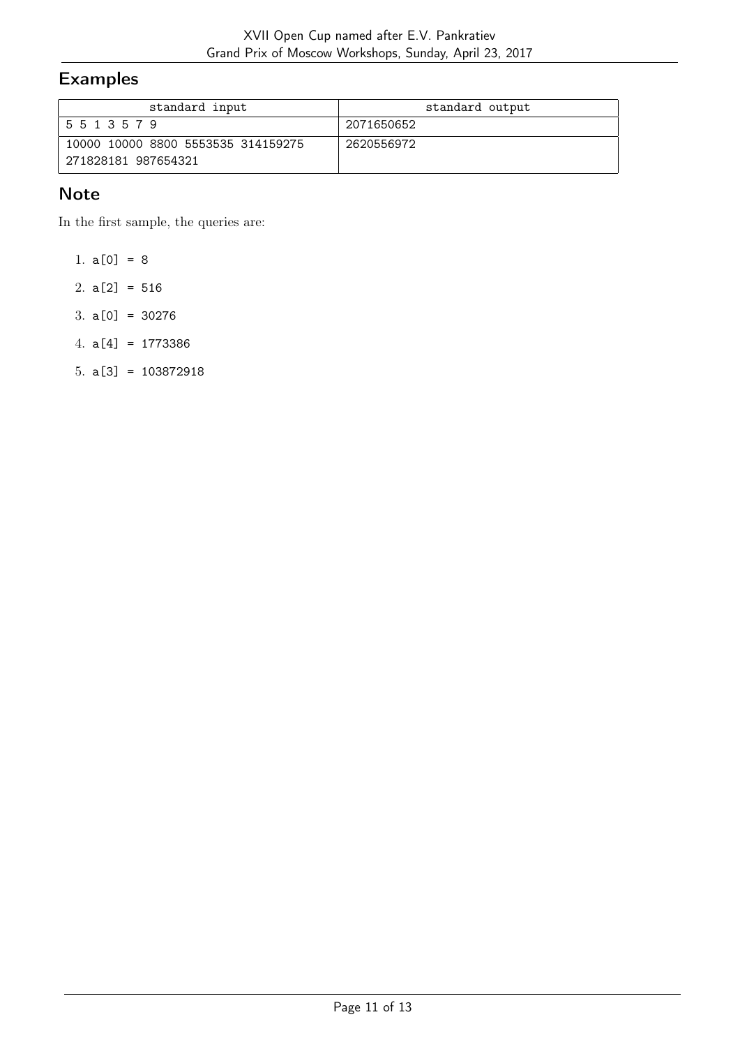## Examples

| standard input | standard output |
|---|---|
| 5 5 1 3 5 7 9 | 2071650652 |
| 10000 10000 8800 5553535 314159275 271828181 987654321 | 2620556972 |

## Note

In the first sample, the queries are:

1. a[0] = 8
2. a[2] = 516
3. a[0] = 30276
4. a[4] = 1773386
5. a[3] = 103872918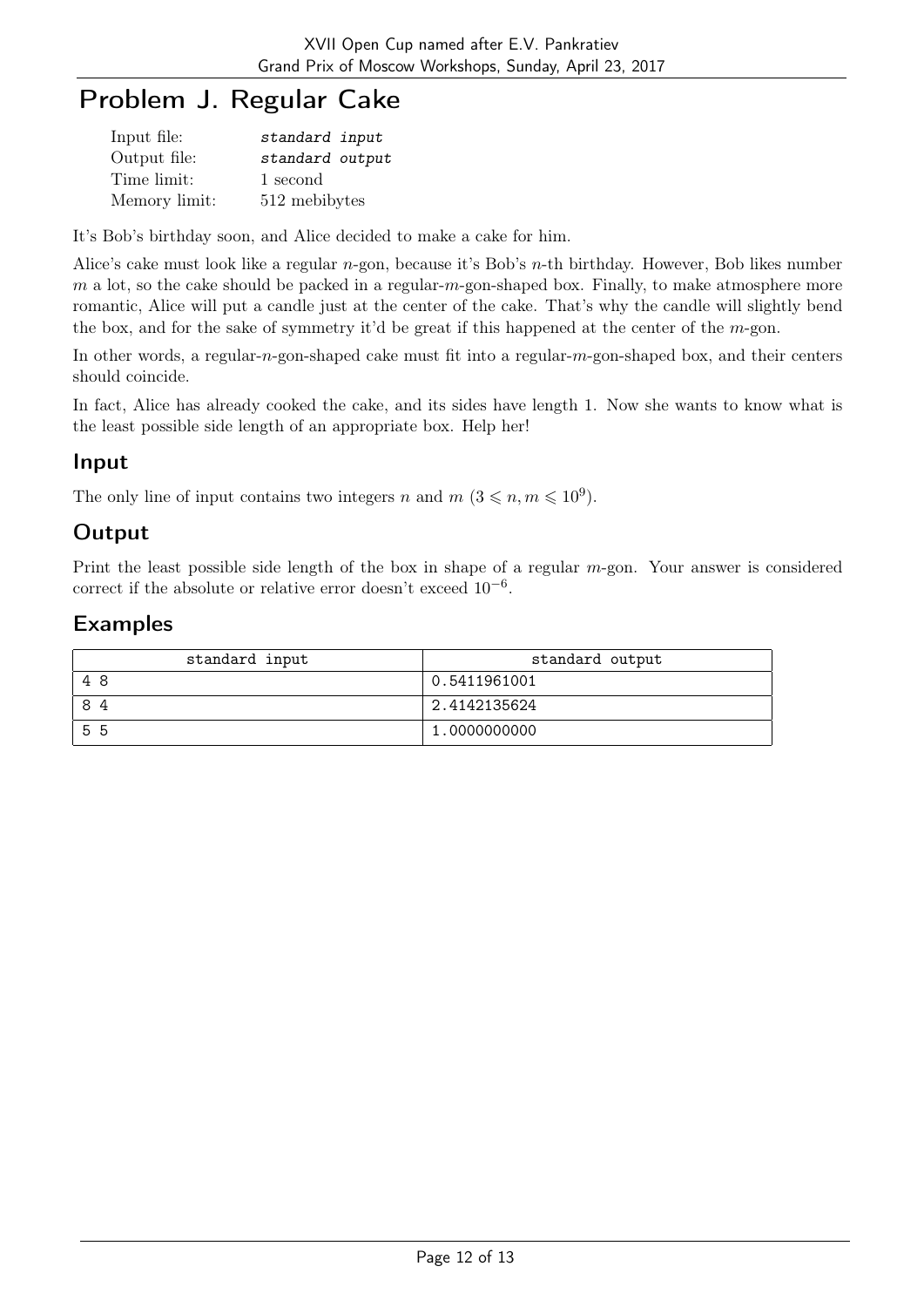# Problem J. Regular Cake

| | |
|---|---|
| Input file: | *standard input* |
| Output file: | *standard output* |
| Time limit: | 1 second |
| Memory limit: | 512 mebibytes |

It's Bob's birthday soon, and Alice decided to make a cake for him.

Alice's cake must look like a regular $n$-gon, because it's Bob's $n$-th birthday. However, Bob likes number $m$ a lot, so the cake should be packed in a regular-$m$-gon-shaped box. Finally, to make atmosphere more romantic, Alice will put a candle just at the center of the cake. That's why the candle will slightly bend the box, and for the sake of symmetry it'd be great if this happened at the center of the $m$-gon.

In other words, a regular-$n$-gon-shaped cake must fit into a regular-$m$-gon-shaped box, and their centers should coincide.

In fact, Alice has already cooked the cake, and its sides have length 1. Now she wants to know what is the least possible side length of an appropriate box. Help her!

## Input

The only line of input contains two integers $n$ and $m$ ($3 \leqslant n, m \leqslant 10^9$).

## Output

Print the least possible side length of the box in shape of a regular $m$-gon. Your answer is considered correct if the absolute or relative error doesn't exceed $10^{-6}$.

## Examples

| standard input | standard output |
|---|---|
| 4 8 | 0.5411961001 |
| 8 4 | 2.4142135624 |
| 5 5 | 1.0000000000 |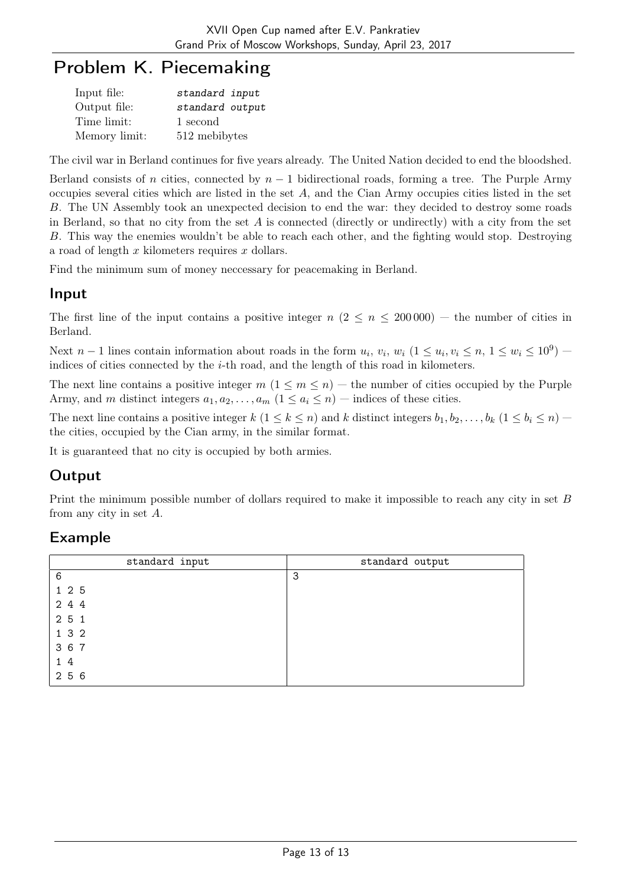# Problem K. Piecemaking

| | |
|---|---|
| Input file: | *standard input* |
| Output file: | *standard output* |
| Time limit: | 1 second |
| Memory limit: | 512 mebibytes |

The civil war in Berland continues for five years already. The United Nation decided to end the bloodshed.

Berland consists of $n$ cities, connected by $n - 1$ bidirectional roads, forming a tree. The Purple Army occupies several cities which are listed in the set $A$, and the Cian Army occupies cities listed in the set $B$. The UN Assembly took an unexpected decision to end the war: they decided to destroy some roads in Berland, so that no city from the set $A$ is connected (directly or undirectly) with a city from the set $B$. This way the enemies wouldn't be able to reach each other, and the fighting would stop. Destroying a road of length $x$ kilometers requires $x$ dollars.

Find the minimum sum of money neccessary for peacemaking in Berland.

## Input

The first line of the input contains a positive integer $n$ ($2 \le n \le 200\,000$) — the number of cities in Berland.

Next $n - 1$ lines contain information about roads in the form $u_i$, $v_i$, $w_i$ ($1 \le u_i, v_i \le n$, $1 \le w_i \le 10^9$) — indices of cities connected by the $i$-th road, and the length of this road in kilometers.

The next line contains a positive integer $m$ ($1 \le m \le n$) — the number of cities occupied by the Purple Army, and $m$ distinct integers $a_1, a_2, \ldots, a_m$ ($1 \le a_i \le n$) — indices of these cities.

The next line contains a positive integer $k$ ($1 \le k \le n$) and $k$ distinct integers $b_1, b_2, \ldots, b_k$ ($1 \le b_i \le n$) — the cities, occupied by the Cian army, in the similar format.

It is guaranteed that no city is occupied by both armies.

## Output

Print the minimum possible number of dollars required to make it impossible to reach any city in set $B$ from any city in set $A$.

## Example

| standard input | standard output |
|---|---|
| 6<br>1 2 5<br>2 4 4<br>2 5 1<br>1 3 2<br>3 6 7<br>1 4<br>2 5 6 | 3 |